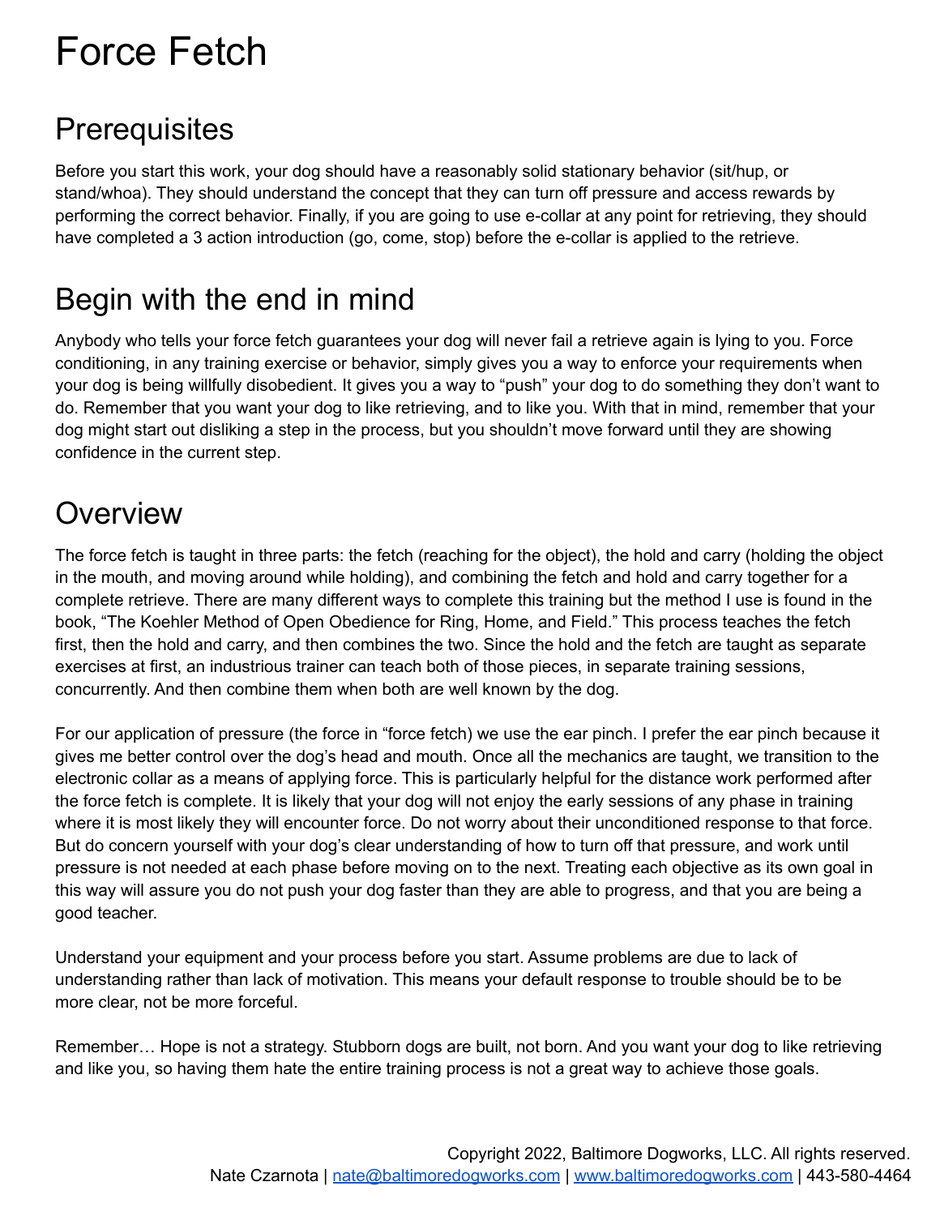# Force Fetch

## Prerequisites

Before you start this work, your dog should have a reasonably solid stationary behavior (sit/hup, or stand/whoa). They should understand the concept that they can turn off pressure and access rewards by performing the correct behavior. Finally, if you are going to use e-collar at any point for retrieving, they should have completed a 3 action introduction (go, come, stop) before the e-collar is applied to the retrieve.

## Begin with the end in mind

Anybody who tells your force fetch guarantees your dog will never fail a retrieve again is lying to you. Force conditioning, in any training exercise or behavior, simply gives you a way to enforce your requirements when your dog is being willfully disobedient. It gives you a way to "push" your dog to do something they don't want to do. Remember that you want your dog to like retrieving, and to like you. With that in mind, remember that your dog might start out disliking a step in the process, but you shouldn't move forward until they are showing confidence in the current step.

## Overview

The force fetch is taught in three parts: the fetch (reaching for the object), the hold and carry (holding the object in the mouth, and moving around while holding), and combining the fetch and hold and carry together for a complete retrieve. There are many different ways to complete this training but the method I use is found in the book, "The Koehler Method of Open Obedience for Ring, Home, and Field." This process teaches the fetch first, then the hold and carry, and then combines the two. Since the hold and the fetch are taught as separate exercises at first, an industrious trainer can teach both of those pieces, in separate training sessions, concurrently. And then combine them when both are well known by the dog.

For our application of pressure (the force in "force fetch) we use the ear pinch. I prefer the ear pinch because it gives me better control over the dog's head and mouth. Once all the mechanics are taught, we transition to the electronic collar as a means of applying force. This is particularly helpful for the distance work performed after the force fetch is complete. It is likely that your dog will not enjoy the early sessions of any phase in training where it is most likely they will encounter force. Do not worry about their unconditioned response to that force. But do concern yourself with your dog's clear understanding of how to turn off that pressure, and work until pressure is not needed at each phase before moving on to the next. Treating each objective as its own goal in this way will assure you do not push your dog faster than they are able to progress, and that you are being a good teacher.

Understand your equipment and your process before you start. Assume problems are due to lack of understanding rather than lack of motivation. This means your default response to trouble should be to be more clear, not be more forceful.

Remember… Hope is not a strategy. Stubborn dogs are built, not born. And you want your dog to like retrieving and like you, so having them hate the entire training process is not a great way to achieve those goals.

Copyright 2022, Baltimore Dogworks, LLC. All rights reserved.
Nate Czarnota | nate@baltimoredogworks.com | www.baltimoredogworks.com | 443-580-4464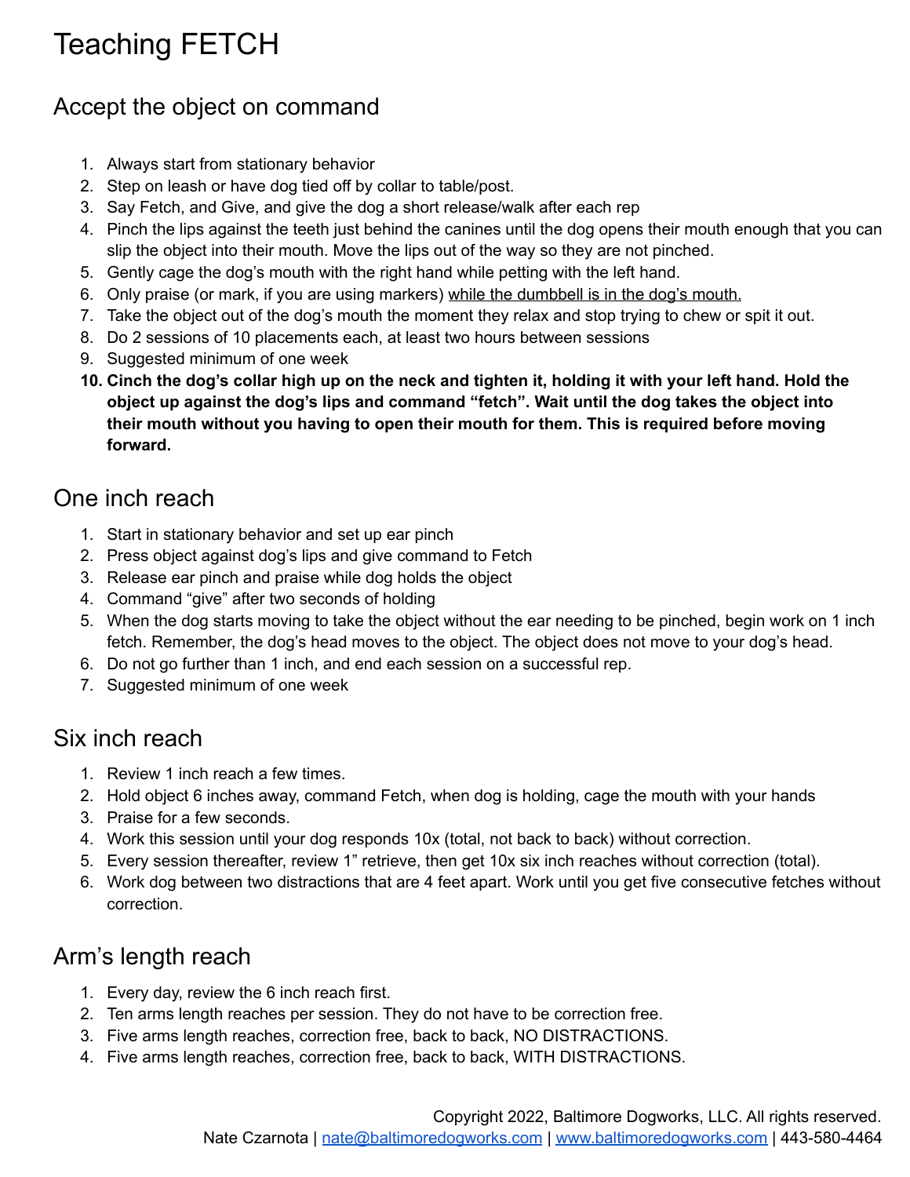# Teaching FETCH

## Accept the object on command

1. Always start from stationary behavior
2. Step on leash or have dog tied off by collar to table/post.
3. Say Fetch, and Give, and give the dog a short release/walk after each rep
4. Pinch the lips against the teeth just behind the canines until the dog opens their mouth enough that you can slip the object into their mouth. Move the lips out of the way so they are not pinched.
5. Gently cage the dog's mouth with the right hand while petting with the left hand.
6. Only praise (or mark, if you are using markers) <u>while the dumbbell is in the dog's mouth.</u>
7. Take the object out of the dog's mouth the moment they relax and stop trying to chew or spit it out.
8. Do 2 sessions of 10 placements each, at least two hours between sessions
9. Suggested minimum of one week
10. **Cinch the dog's collar high up on the neck and tighten it, holding it with your left hand. Hold the object up against the dog's lips and command "fetch". Wait until the dog takes the object into their mouth without you having to open their mouth for them. This is required before moving forward.**

## One inch reach

1. Start in stationary behavior and set up ear pinch
2. Press object against dog's lips and give command to Fetch
3. Release ear pinch and praise while dog holds the object
4. Command "give" after two seconds of holding
5. When the dog starts moving to take the object without the ear needing to be pinched, begin work on 1 inch fetch. Remember, the dog's head moves to the object. The object does not move to your dog's head.
6. Do not go further than 1 inch, and end each session on a successful rep.
7. Suggested minimum of one week

## Six inch reach

1. Review 1 inch reach a few times.
2. Hold object 6 inches away, command Fetch, when dog is holding, cage the mouth with your hands
3. Praise for a few seconds.
4. Work this session until your dog responds 10x (total, not back to back) without correction.
5. Every session thereafter, review 1" retrieve, then get 10x six inch reaches without correction (total).
6. Work dog between two distractions that are 4 feet apart. Work until you get five consecutive fetches without correction.

## Arm's length reach

1. Every day, review the 6 inch reach first.
2. Ten arms length reaches per session. They do not have to be correction free.
3. Five arms length reaches, correction free, back to back, NO DISTRACTIONS.
4. Five arms length reaches, correction free, back to back, WITH DISTRACTIONS.

Copyright 2022, Baltimore Dogworks, LLC. All rights reserved.
Nate Czarnota | nate@baltimoredogworks.com | www.baltimoredogworks.com | 443-580-4464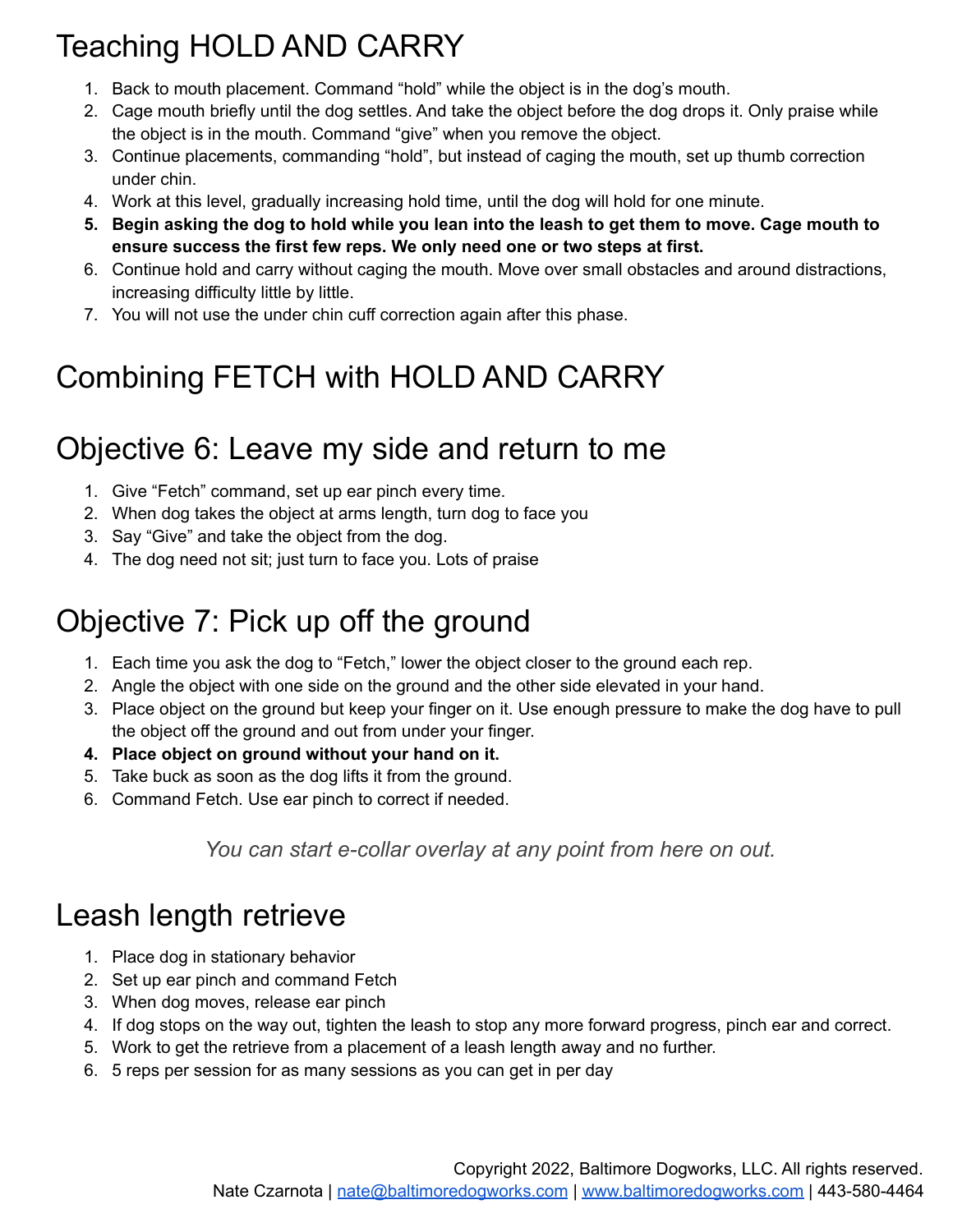# Teaching HOLD AND CARRY

1. Back to mouth placement. Command "hold" while the object is in the dog's mouth.
2. Cage mouth briefly until the dog settles. And take the object before the dog drops it. Only praise while the object is in the mouth. Command "give" when you remove the object.
3. Continue placements, commanding "hold", but instead of caging the mouth, set up thumb correction under chin.
4. Work at this level, gradually increasing hold time, until the dog will hold for one minute.
5. **Begin asking the dog to hold while you lean into the leash to get them to move. Cage mouth to ensure success the first few reps. We only need one or two steps at first.**
6. Continue hold and carry without caging the mouth. Move over small obstacles and around distractions, increasing difficulty little by little.
7. You will not use the under chin cuff correction again after this phase.

# Combining FETCH with HOLD AND CARRY

# Objective 6: Leave my side and return to me

1. Give "Fetch" command, set up ear pinch every time.
2. When dog takes the object at arms length, turn dog to face you
3. Say "Give" and take the object from the dog.
4. The dog need not sit; just turn to face you. Lots of praise

# Objective 7: Pick up off the ground

1. Each time you ask the dog to "Fetch," lower the object closer to the ground each rep.
2. Angle the object with one side on the ground and the other side elevated in your hand.
3. Place object on the ground but keep your finger on it. Use enough pressure to make the dog have to pull the object off the ground and out from under your finger.
4. **Place object on ground without your hand on it.**
5. Take buck as soon as the dog lifts it from the ground.
6. Command Fetch. Use ear pinch to correct if needed.

*You can start e-collar overlay at any point from here on out.*

# Leash length retrieve

1. Place dog in stationary behavior
2. Set up ear pinch and command Fetch
3. When dog moves, release ear pinch
4. If dog stops on the way out, tighten the leash to stop any more forward progress, pinch ear and correct.
5. Work to get the retrieve from a placement of a leash length away and no further.
6. 5 reps per session for as many sessions as you can get in per day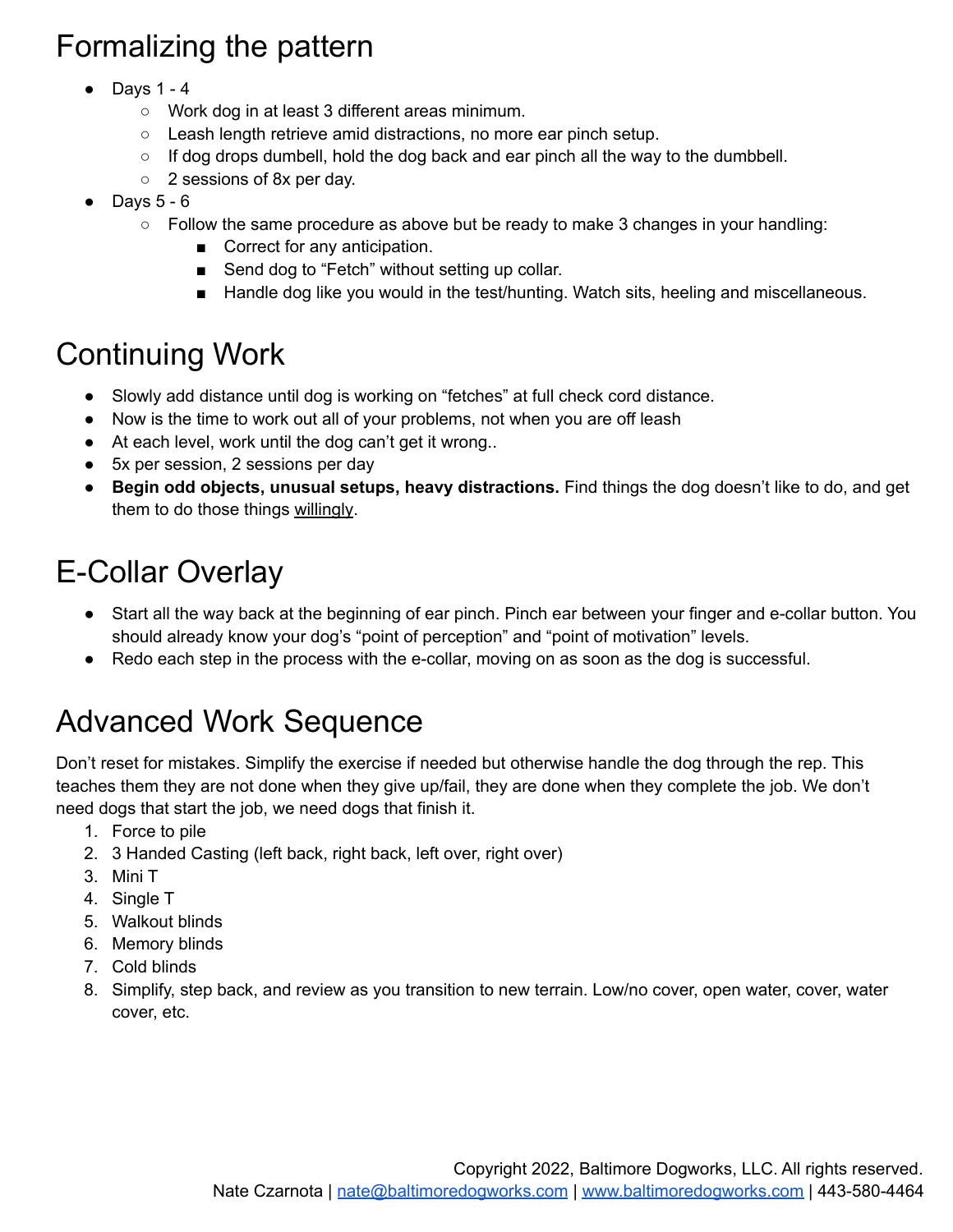# Formalizing the pattern

- Days 1 - 4
  - Work dog in at least 3 different areas minimum.
  - Leash length retrieve amid distractions, no more ear pinch setup.
  - If dog drops dumbell, hold the dog back and ear pinch all the way to the dumbbell.
  - 2 sessions of 8x per day.
- Days 5 - 6
  - Follow the same procedure as above but be ready to make 3 changes in your handling:
    - Correct for any anticipation.
    - Send dog to "Fetch" without setting up collar.
    - Handle dog like you would in the test/hunting. Watch sits, heeling and miscellaneous.

# Continuing Work

- Slowly add distance until dog is working on "fetches" at full check cord distance.
- Now is the time to work out all of your problems, not when you are off leash
- At each level, work until the dog can't get it wrong..
- 5x per session, 2 sessions per day
- **Begin odd objects, unusual setups, heavy distractions.** Find things the dog doesn't like to do, and get them to do those things <u>willingly</u>.

# E-Collar Overlay

- Start all the way back at the beginning of ear pinch. Pinch ear between your finger and e-collar button. You should already know your dog's "point of perception" and "point of motivation" levels.
- Redo each step in the process with the e-collar, moving on as soon as the dog is successful.

# Advanced Work Sequence

Don't reset for mistakes. Simplify the exercise if needed but otherwise handle the dog through the rep. This teaches them they are not done when they give up/fail, they are done when they complete the job. We don't need dogs that start the job, we need dogs that finish it.

1. Force to pile
2. 3 Handed Casting (left back, right back, left over, right over)
3. Mini T
4. Single T
5. Walkout blinds
6. Memory blinds
7. Cold blinds
8. Simplify, step back, and review as you transition to new terrain. Low/no cover, open water, cover, water cover, etc.

Copyright 2022, Baltimore Dogworks, LLC. All rights reserved.
Nate Czarnota | nate@baltimoredogworks.com | www.baltimoredogworks.com | 443-580-4464